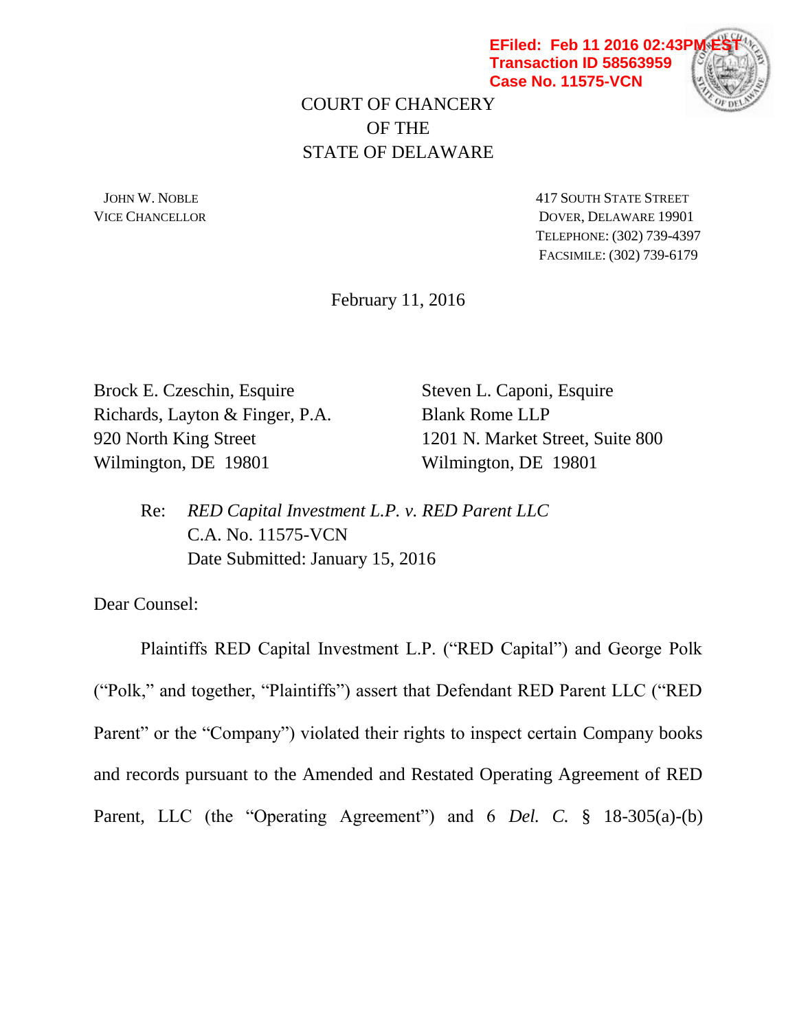EFiled: Feb 11 2016 02:43PM EST
Transaction ID 58563959
Case No. 11575-VCN

COURT OF CHANCERY
OF THE
STATE OF DELAWARE

JOHN W. NOBLE
VICE CHANCELLOR

417 SOUTH STATE STREET
DOVER, DELAWARE 19901
TELEPHONE: (302) 739-4397
FACSIMILE: (302) 739-6179

February 11, 2016

Brock E. Czeschin, Esquire
Richards, Layton & Finger, P.A.
920 North King Street
Wilmington, DE 19801

Steven L. Caponi, Esquire
Blank Rome LLP
1201 N. Market Street, Suite 800
Wilmington, DE 19801

Re: *RED Capital Investment L.P. v. RED Parent LLC*
C.A. No. 11575-VCN
Date Submitted: January 15, 2016

Dear Counsel:

Plaintiffs RED Capital Investment L.P. ("RED Capital") and George Polk ("Polk," and together, "Plaintiffs") assert that Defendant RED Parent LLC ("RED Parent" or the "Company") violated their rights to inspect certain Company books and records pursuant to the Amended and Restated Operating Agreement of RED Parent, LLC (the "Operating Agreement") and 6 *Del. C.* § 18-305(a)-(b)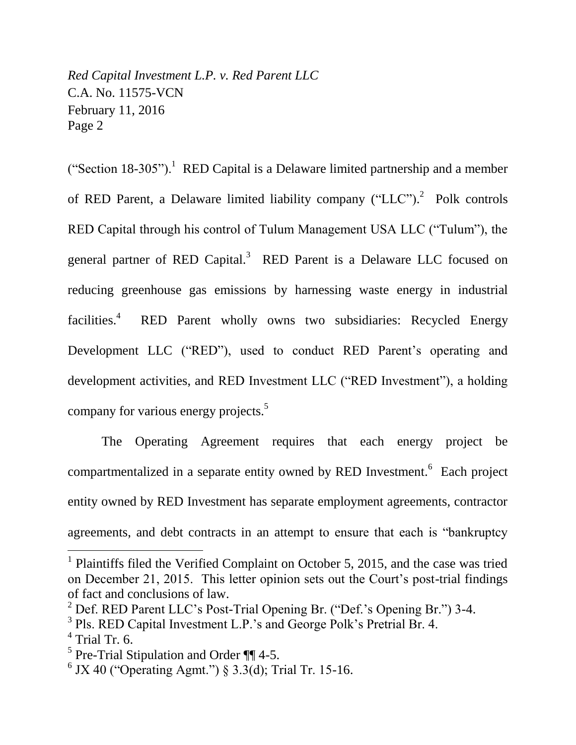("Section 18-305").[1] RED Capital is a Delaware limited partnership and a member of RED Parent, a Delaware limited liability company ("LLC").[2] Polk controls RED Capital through his control of Tulum Management USA LLC ("Tulum"), the general partner of RED Capital.[3] RED Parent is a Delaware LLC focused on reducing greenhouse gas emissions by harnessing waste energy in industrial facilities.[4] RED Parent wholly owns two subsidiaries: Recycled Energy Development LLC ("RED"), used to conduct RED Parent's operating and development activities, and RED Investment LLC ("RED Investment"), a holding company for various energy projects.[5]

The Operating Agreement requires that each energy project be compartmentalized in a separate entity owned by RED Investment.[6] Each project entity owned by RED Investment has separate employment agreements, contractor agreements, and debt contracts in an attempt to ensure that each is "bankruptcy

---

[1] Plaintiffs filed the Verified Complaint on October 5, 2015, and the case was tried on December 21, 2015. This letter opinion sets out the Court's post-trial findings of fact and conclusions of law.

[2] Def. RED Parent LLC's Post-Trial Opening Br. ("Def.'s Opening Br.") 3-4.

[3] Pls. RED Capital Investment L.P.'s and George Polk's Pretrial Br. 4.

[4] Trial Tr. 6.

[5] Pre-Trial Stipulation and Order ¶¶ 4-5.

[6] JX 40 ("Operating Agmt.") § 3.3(d); Trial Tr. 15-16.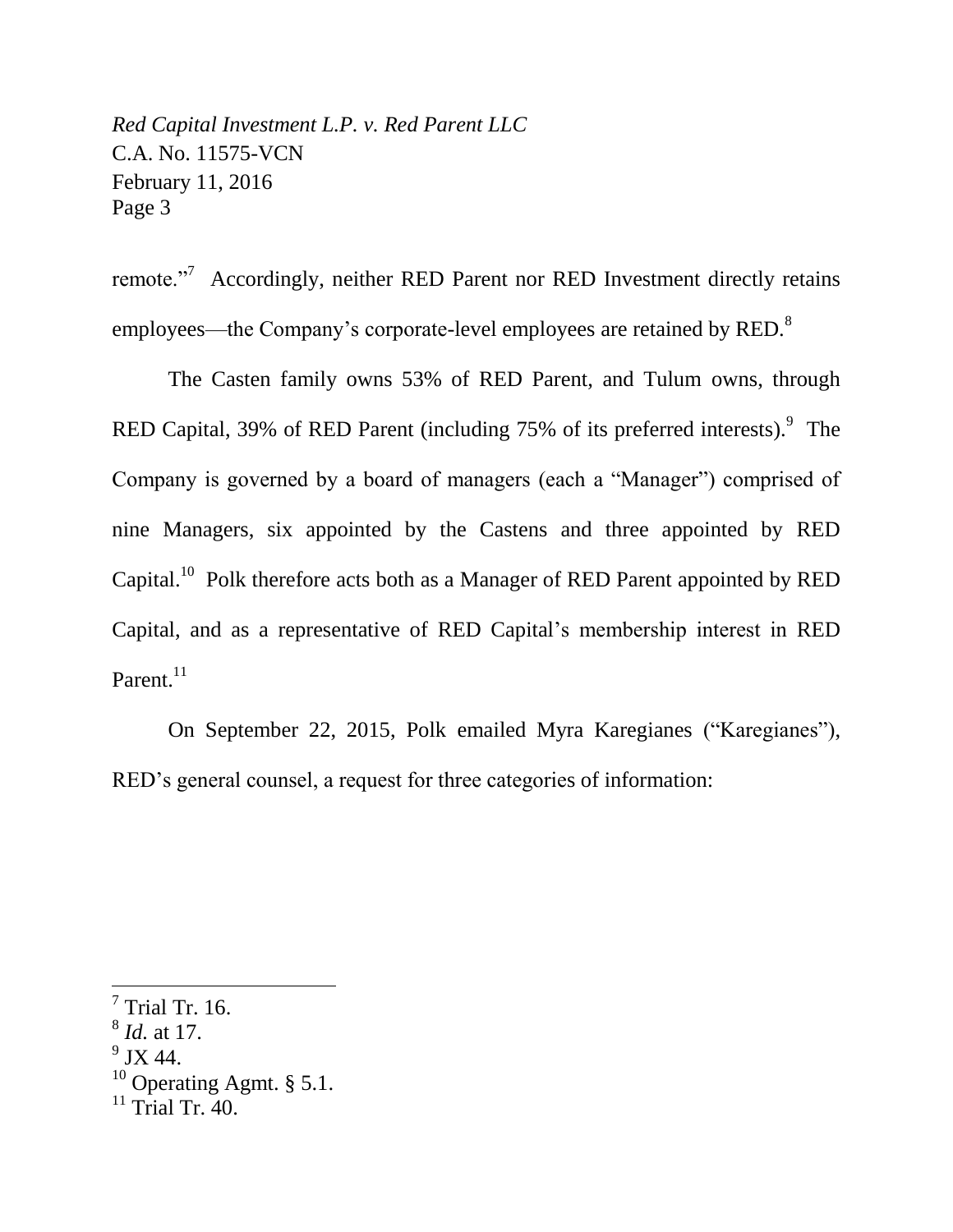remote."[7] Accordingly, neither RED Parent nor RED Investment directly retains employees—the Company's corporate-level employees are retained by RED.[8]

The Casten family owns 53% of RED Parent, and Tulum owns, through RED Capital, 39% of RED Parent (including 75% of its preferred interests).[9] The Company is governed by a board of managers (each a "Manager") comprised of nine Managers, six appointed by the Castens and three appointed by RED Capital.[10] Polk therefore acts both as a Manager of RED Parent appointed by RED Capital, and as a representative of RED Capital's membership interest in RED Parent.[11]

On September 22, 2015, Polk emailed Myra Karegianes ("Karegianes"), RED's general counsel, a request for three categories of information:

---

[7] Trial Tr. 16.
[8] *Id.* at 17.
[9] JX 44.
[10] Operating Agmt. § 5.1.
[11] Trial Tr. 40.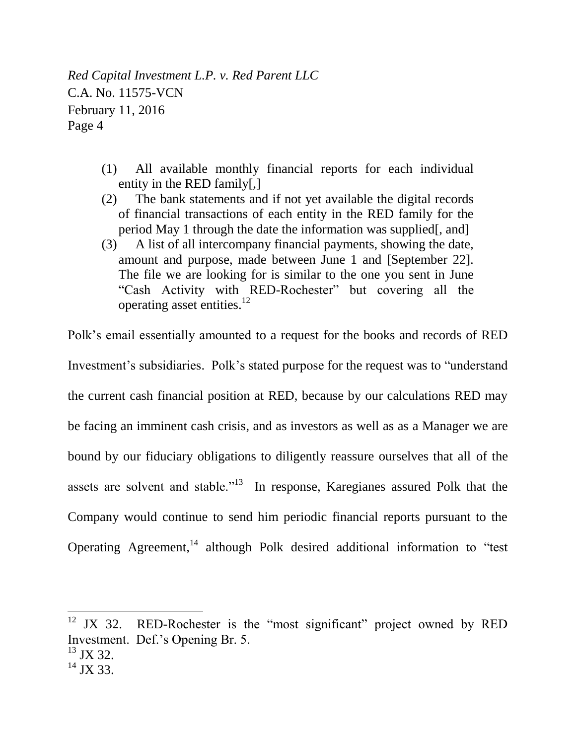(1) All available monthly financial reports for each individual entity in the RED family[,]

(2) The bank statements and if not yet available the digital records of financial transactions of each entity in the RED family for the period May 1 through the date the information was supplied[, and]

(3) A list of all intercompany financial payments, showing the date, amount and purpose, made between June 1 and [September 22]. The file we are looking for is similar to the one you sent in June "Cash Activity with RED-Rochester" but covering all the operating asset entities.[12]

Polk's email essentially amounted to a request for the books and records of RED Investment's subsidiaries. Polk's stated purpose for the request was to "understand the current cash financial position at RED, because by our calculations RED may be facing an imminent cash crisis, and as investors as well as as a Manager we are bound by our fiduciary obligations to diligently reassure ourselves that all of the assets are solvent and stable."[13] In response, Karegianes assured Polk that the Company would continue to send him periodic financial reports pursuant to the Operating Agreement,[14] although Polk desired additional information to "test

---

[12] JX 32. RED-Rochester is the "most significant" project owned by RED Investment. Def.'s Opening Br. 5.

[13] JX 32.

[14] JX 33.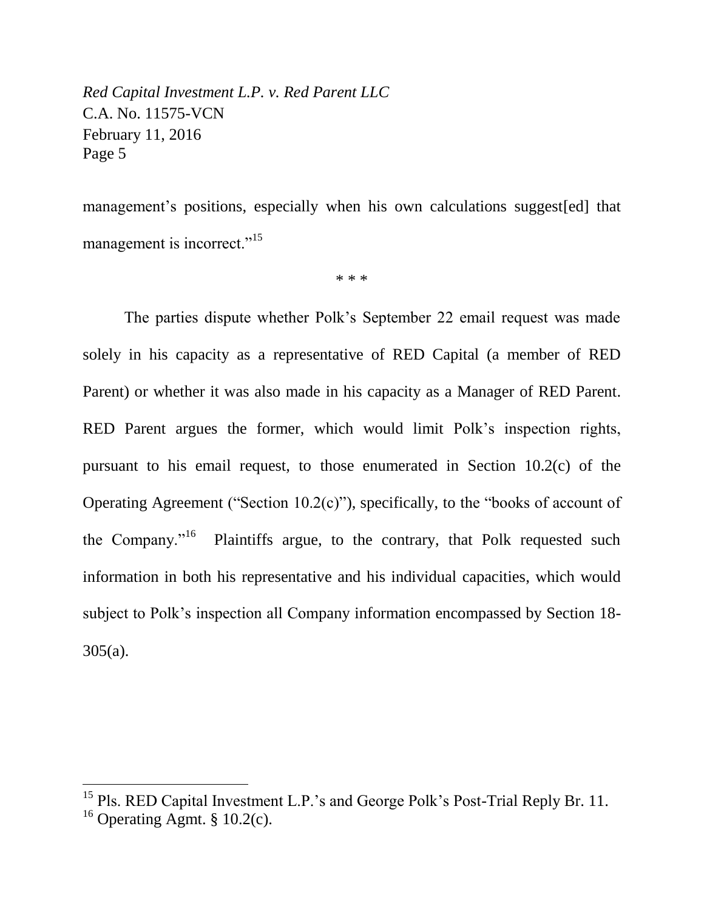management's positions, especially when his own calculations suggest[ed] that management is incorrect."[15]

\* \* \*

The parties dispute whether Polk's September 22 email request was made solely in his capacity as a representative of RED Capital (a member of RED Parent) or whether it was also made in his capacity as a Manager of RED Parent. RED Parent argues the former, which would limit Polk's inspection rights, pursuant to his email request, to those enumerated in Section 10.2(c) of the Operating Agreement ("Section 10.2(c)"), specifically, to the "books of account of the Company."[16] Plaintiffs argue, to the contrary, that Polk requested such information in both his representative and his individual capacities, which would subject to Polk's inspection all Company information encompassed by Section 18-305(a).

---

[15] Pls. RED Capital Investment L.P.'s and George Polk's Post-Trial Reply Br. 11.

[16] Operating Agmt. § 10.2(c).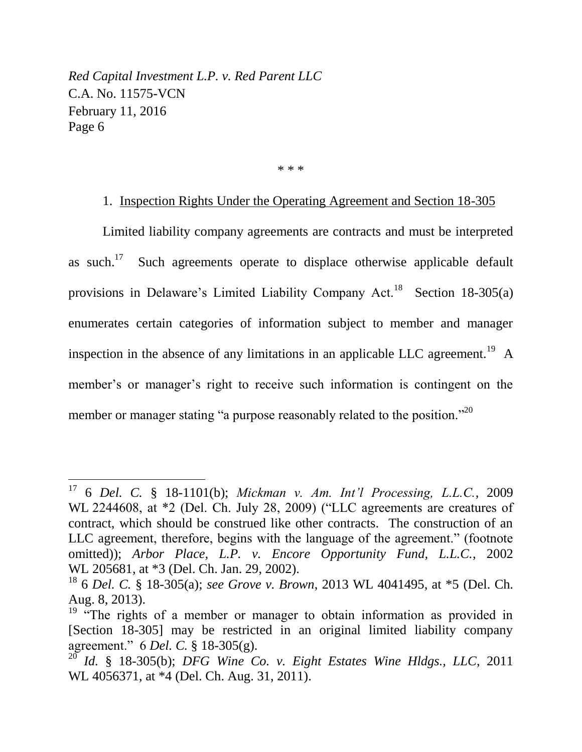\* \* \*

1. <u>Inspection Rights Under the Operating Agreement and Section 18-305</u>

Limited liability company agreements are contracts and must be interpreted as such.[17] Such agreements operate to displace otherwise applicable default provisions in Delaware's Limited Liability Company Act.[18] Section 18-305(a) enumerates certain categories of information subject to member and manager inspection in the absence of any limitations in an applicable LLC agreement.[19] A member's or manager's right to receive such information is contingent on the member or manager stating "a purpose reasonably related to the position."[20]

---

[17] 6 *Del. C.* § 18-1101(b); *Mickman v. Am. Int'l Processing, L.L.C.*, 2009 WL 2244608, at \*2 (Del. Ch. July 28, 2009) ("LLC agreements are creatures of contract, which should be construed like other contracts. The construction of an LLC agreement, therefore, begins with the language of the agreement." (footnote omitted)); *Arbor Place, L.P. v. Encore Opportunity Fund, L.L.C.*, 2002 WL 205681, at \*3 (Del. Ch. Jan. 29, 2002).

[18] 6 *Del. C.* § 18-305(a); *see Grove v. Brown*, 2013 WL 4041495, at \*5 (Del. Ch. Aug. 8, 2013).

[19] "The rights of a member or manager to obtain information as provided in [Section 18-305] may be restricted in an original limited liability company agreement." 6 *Del. C.* § 18-305(g).

[20] *Id.* § 18-305(b); *DFG Wine Co. v. Eight Estates Wine Hldgs., LLC*, 2011 WL 4056371, at \*4 (Del. Ch. Aug. 31, 2011).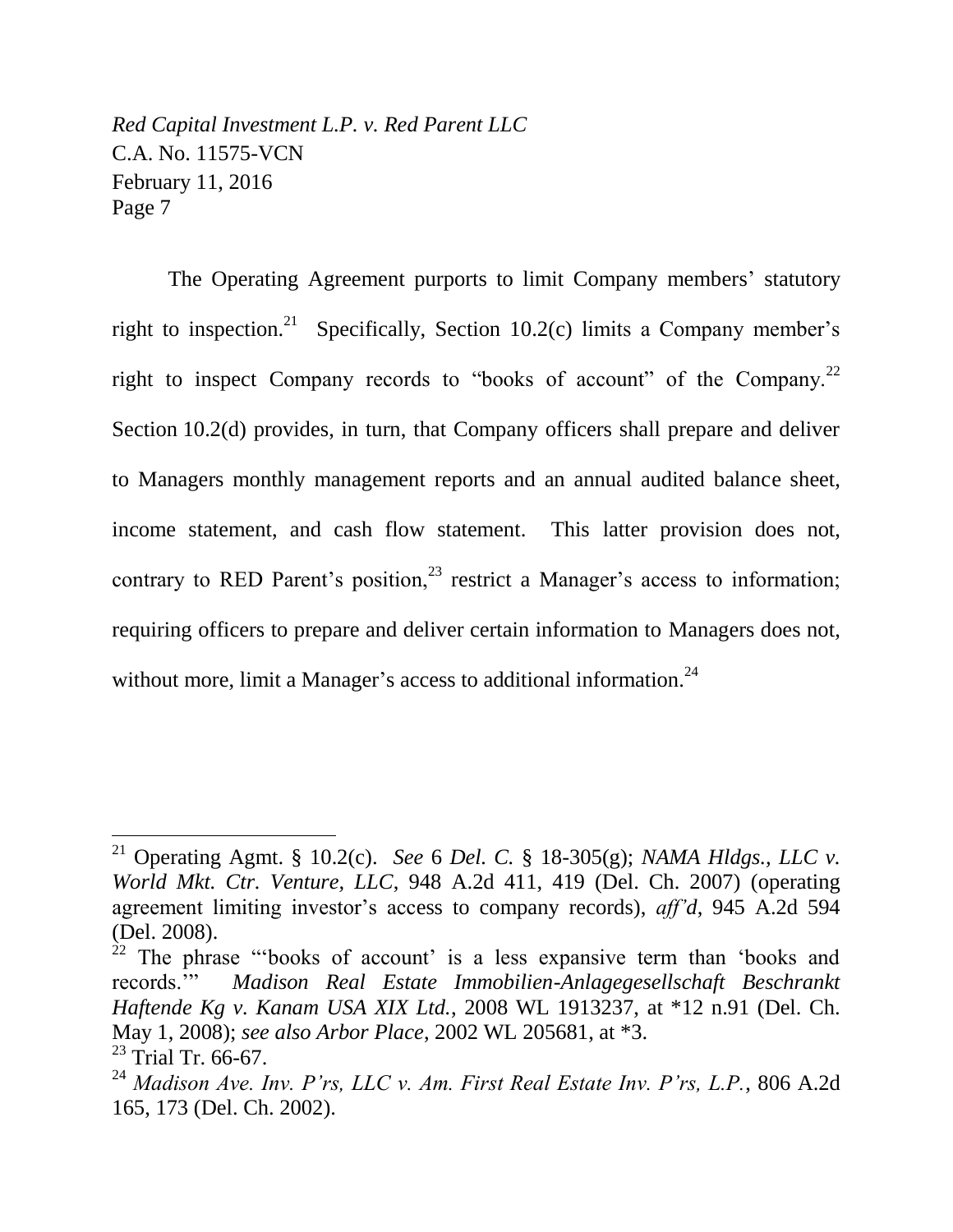The Operating Agreement purports to limit Company members' statutory right to inspection.[21] Specifically, Section 10.2(c) limits a Company member's right to inspect Company records to "books of account" of the Company.[22] Section 10.2(d) provides, in turn, that Company officers shall prepare and deliver to Managers monthly management reports and an annual audited balance sheet, income statement, and cash flow statement. This latter provision does not, contrary to RED Parent's position,[23] restrict a Manager's access to information; requiring officers to prepare and deliver certain information to Managers does not, without more, limit a Manager's access to additional information.[24]

---

[21] Operating Agmt. § 10.2(c). *See* 6 *Del. C.* § 18-305(g); *NAMA Hldgs., LLC v. World Mkt. Ctr. Venture, LLC*, 948 A.2d 411, 419 (Del. Ch. 2007) (operating agreement limiting investor's access to company records), *aff'd*, 945 A.2d 594 (Del. 2008).

[22] The phrase "'books of account' is a less expansive term than 'books and records.'" *Madison Real Estate Immobilien-Anlagegesellschaft Beschrankt Haftende Kg v. Kanam USA XIX Ltd.*, 2008 WL 1913237, at *12 n.91 (Del. Ch. May 1, 2008); *see also Arbor Place*, 2002 WL 205681, at *3.

[23] Trial Tr. 66-67.

[24] *Madison Ave. Inv. P'rs, LLC v. Am. First Real Estate Inv. P'rs, L.P.*, 806 A.2d 165, 173 (Del. Ch. 2002).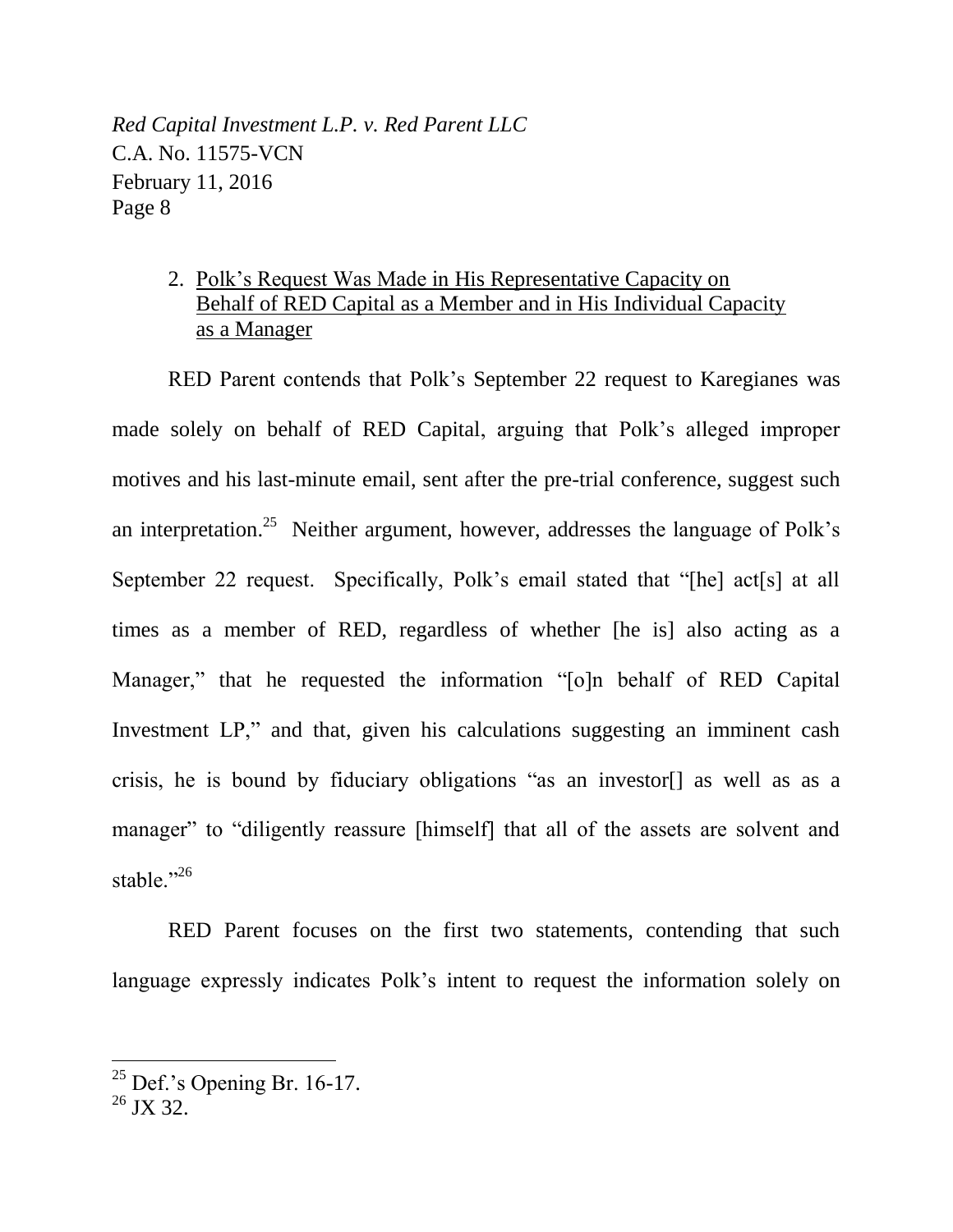2. Polk's Request Was Made in His Representative Capacity on Behalf of RED Capital as a Member and in His Individual Capacity as a Manager

RED Parent contends that Polk's September 22 request to Karegianes was made solely on behalf of RED Capital, arguing that Polk's alleged improper motives and his last-minute email, sent after the pre-trial conference, suggest such an interpretation.[25] Neither argument, however, addresses the language of Polk's September 22 request. Specifically, Polk's email stated that "[he] act[s] at all times as a member of RED, regardless of whether [he is] also acting as a Manager," that he requested the information "[o]n behalf of RED Capital Investment LP," and that, given his calculations suggesting an imminent cash crisis, he is bound by fiduciary obligations "as an investor[] as well as as a manager" to "diligently reassure [himself] that all of the assets are solvent and stable."[26]

RED Parent focuses on the first two statements, contending that such language expressly indicates Polk's intent to request the information solely on

---

[25] Def.'s Opening Br. 16-17.

[26] JX 32.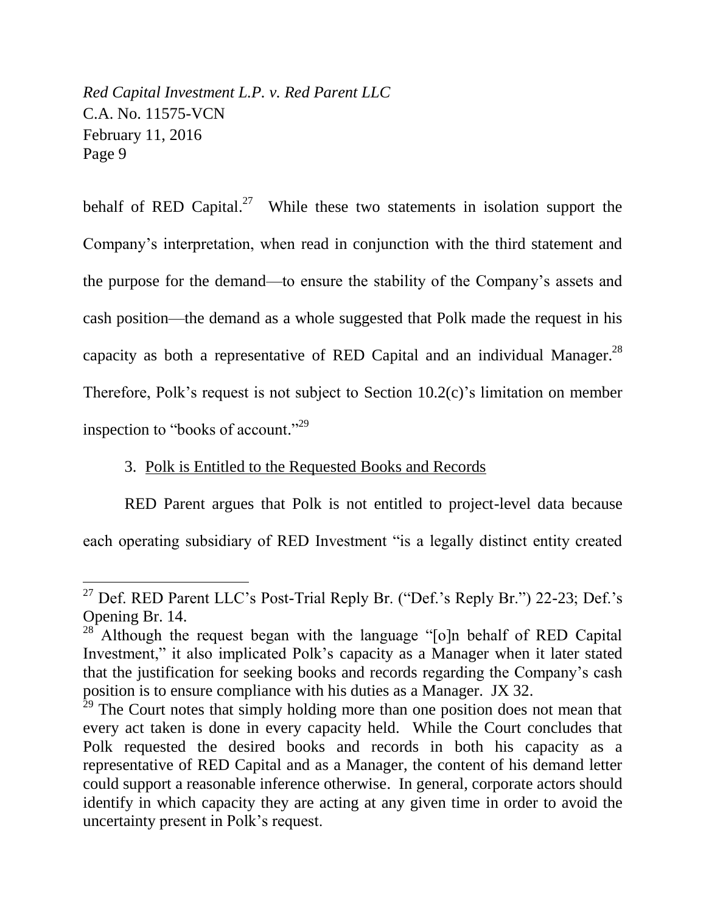behalf of RED Capital.[27] While these two statements in isolation support the Company's interpretation, when read in conjunction with the third statement and the purpose for the demand—to ensure the stability of the Company's assets and cash position—the demand as a whole suggested that Polk made the request in his capacity as both a representative of RED Capital and an individual Manager.[28] Therefore, Polk's request is not subject to Section 10.2(c)'s limitation on member inspection to "books of account."[29]

3. <u>Polk is Entitled to the Requested Books and Records</u>

RED Parent argues that Polk is not entitled to project-level data because each operating subsidiary of RED Investment "is a legally distinct entity created

---

[27] Def. RED Parent LLC's Post-Trial Reply Br. ("Def.'s Reply Br.") 22-23; Def.'s Opening Br. 14.

[28] Although the request began with the language "[o]n behalf of RED Capital Investment," it also implicated Polk's capacity as a Manager when it later stated that the justification for seeking books and records regarding the Company's cash position is to ensure compliance with his duties as a Manager. JX 32.

[29] The Court notes that simply holding more than one position does not mean that every act taken is done in every capacity held. While the Court concludes that Polk requested the desired books and records in both his capacity as a representative of RED Capital and as a Manager, the content of his demand letter could support a reasonable inference otherwise. In general, corporate actors should identify in which capacity they are acting at any given time in order to avoid the uncertainty present in Polk's request.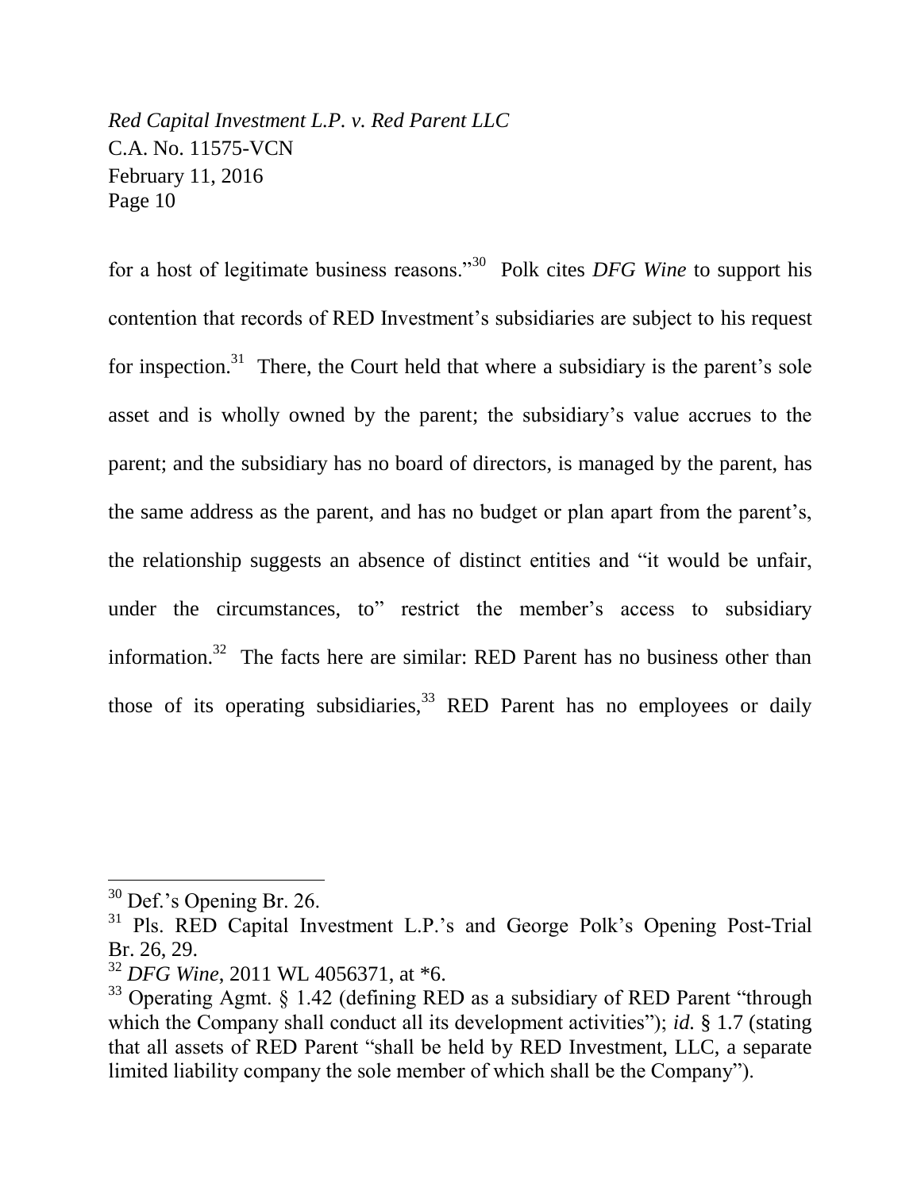for a host of legitimate business reasons."[30] Polk cites *DFG Wine* to support his contention that records of RED Investment's subsidiaries are subject to his request for inspection.[31] There, the Court held that where a subsidiary is the parent's sole asset and is wholly owned by the parent; the subsidiary's value accrues to the parent; and the subsidiary has no board of directors, is managed by the parent, has the same address as the parent, and has no budget or plan apart from the parent's, the relationship suggests an absence of distinct entities and "it would be unfair, under the circumstances, to" restrict the member's access to subsidiary information.[32] The facts here are similar: RED Parent has no business other than those of its operating subsidiaries,[33] RED Parent has no employees or daily

---

[30] Def.'s Opening Br. 26.

[31] Pls. RED Capital Investment L.P.'s and George Polk's Opening Post-Trial Br. 26, 29.

[32] *DFG Wine*, 2011 WL 4056371, at *6.

[33] Operating Agmt. § 1.42 (defining RED as a subsidiary of RED Parent "through which the Company shall conduct all its development activities"); *id.* § 1.7 (stating that all assets of RED Parent "shall be held by RED Investment, LLC, a separate limited liability company the sole member of which shall be the Company").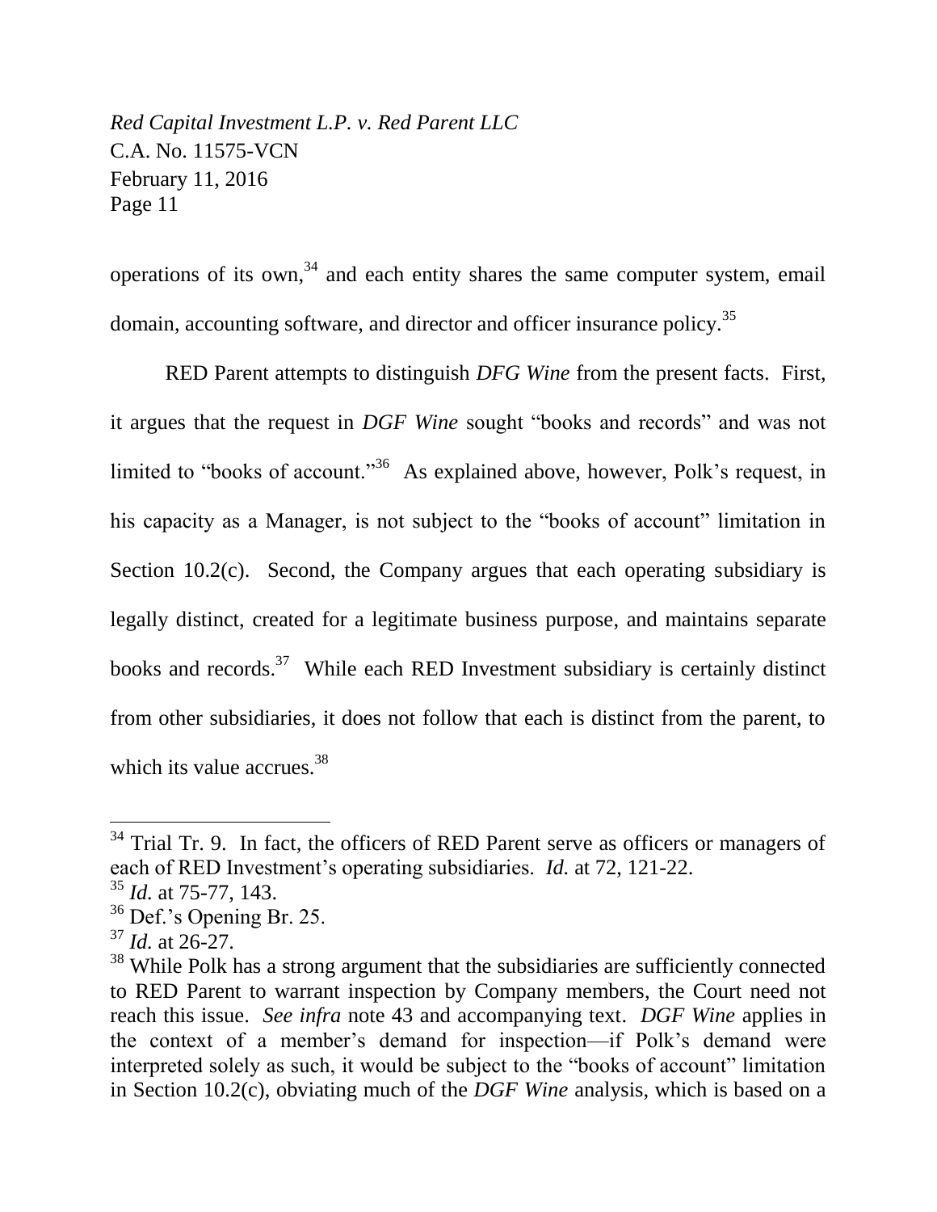operations of its own,[34] and each entity shares the same computer system, email domain, accounting software, and director and officer insurance policy.[35]

RED Parent attempts to distinguish *DFG Wine* from the present facts. First, it argues that the request in *DGF Wine* sought "books and records" and was not limited to "books of account."[36] As explained above, however, Polk's request, in his capacity as a Manager, is not subject to the "books of account" limitation in Section 10.2(c). Second, the Company argues that each operating subsidiary is legally distinct, created for a legitimate business purpose, and maintains separate books and records.[37] While each RED Investment subsidiary is certainly distinct from other subsidiaries, it does not follow that each is distinct from the parent, to which its value accrues.[38]

---

[34] Trial Tr. 9. In fact, the officers of RED Parent serve as officers or managers of each of RED Investment's operating subsidiaries. *Id.* at 72, 121-22.

[35] *Id.* at 75-77, 143.

[36] Def.'s Opening Br. 25.

[37] *Id.* at 26-27.

[38] While Polk has a strong argument that the subsidiaries are sufficiently connected to RED Parent to warrant inspection by Company members, the Court need not reach this issue. *See infra* note 43 and accompanying text. *DGF Wine* applies in the context of a member's demand for inspection—if Polk's demand were interpreted solely as such, it would be subject to the "books of account" limitation in Section 10.2(c), obviating much of the *DGF Wine* analysis, which is based on a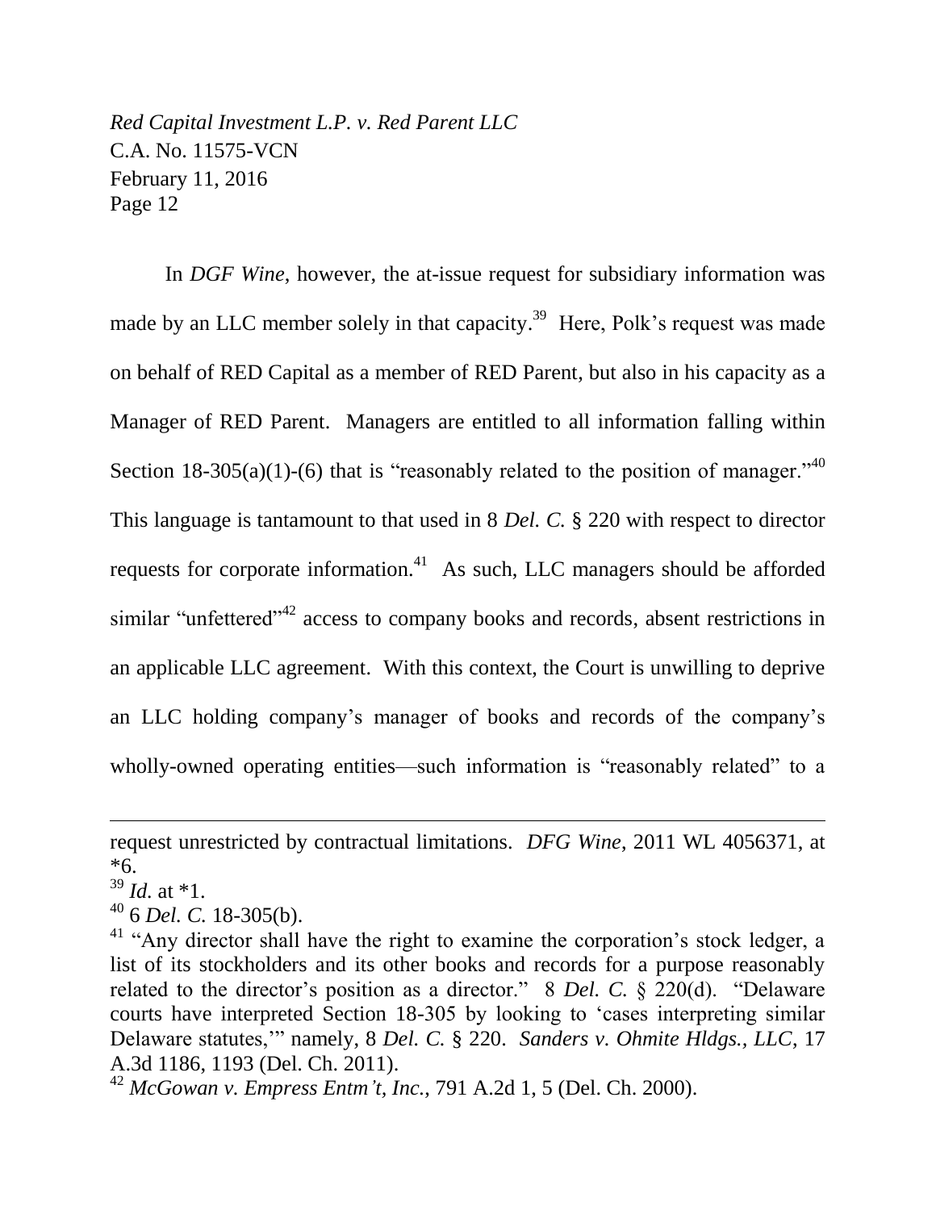In *DGF Wine*, however, the at-issue request for subsidiary information was made by an LLC member solely in that capacity.[39] Here, Polk's request was made on behalf of RED Capital as a member of RED Parent, but also in his capacity as a Manager of RED Parent. Managers are entitled to all information falling within Section 18-305(a)(1)-(6) that is "reasonably related to the position of manager."[40] This language is tantamount to that used in 8 *Del. C.* § 220 with respect to director requests for corporate information.[41] As such, LLC managers should be afforded similar "unfettered"[42] access to company books and records, absent restrictions in an applicable LLC agreement. With this context, the Court is unwilling to deprive an LLC holding company's manager of books and records of the company's wholly-owned operating entities—such information is "reasonably related" to a

---

request unrestricted by contractual limitations. *DFG Wine*, 2011 WL 4056371, at *6.

[39] *Id.* at *1.

[40] 6 *Del. C.* 18-305(b).

[41] "Any director shall have the right to examine the corporation's stock ledger, a list of its stockholders and its other books and records for a purpose reasonably related to the director's position as a director." 8 *Del. C.* § 220(d). "Delaware courts have interpreted Section 18-305 by looking to 'cases interpreting similar Delaware statutes,'" namely, 8 *Del. C.* § 220. *Sanders v. Ohmite Hldgs., LLC*, 17 A.3d 1186, 1193 (Del. Ch. 2011).

[42] *McGowan v. Empress Entm't, Inc.*, 791 A.2d 1, 5 (Del. Ch. 2000).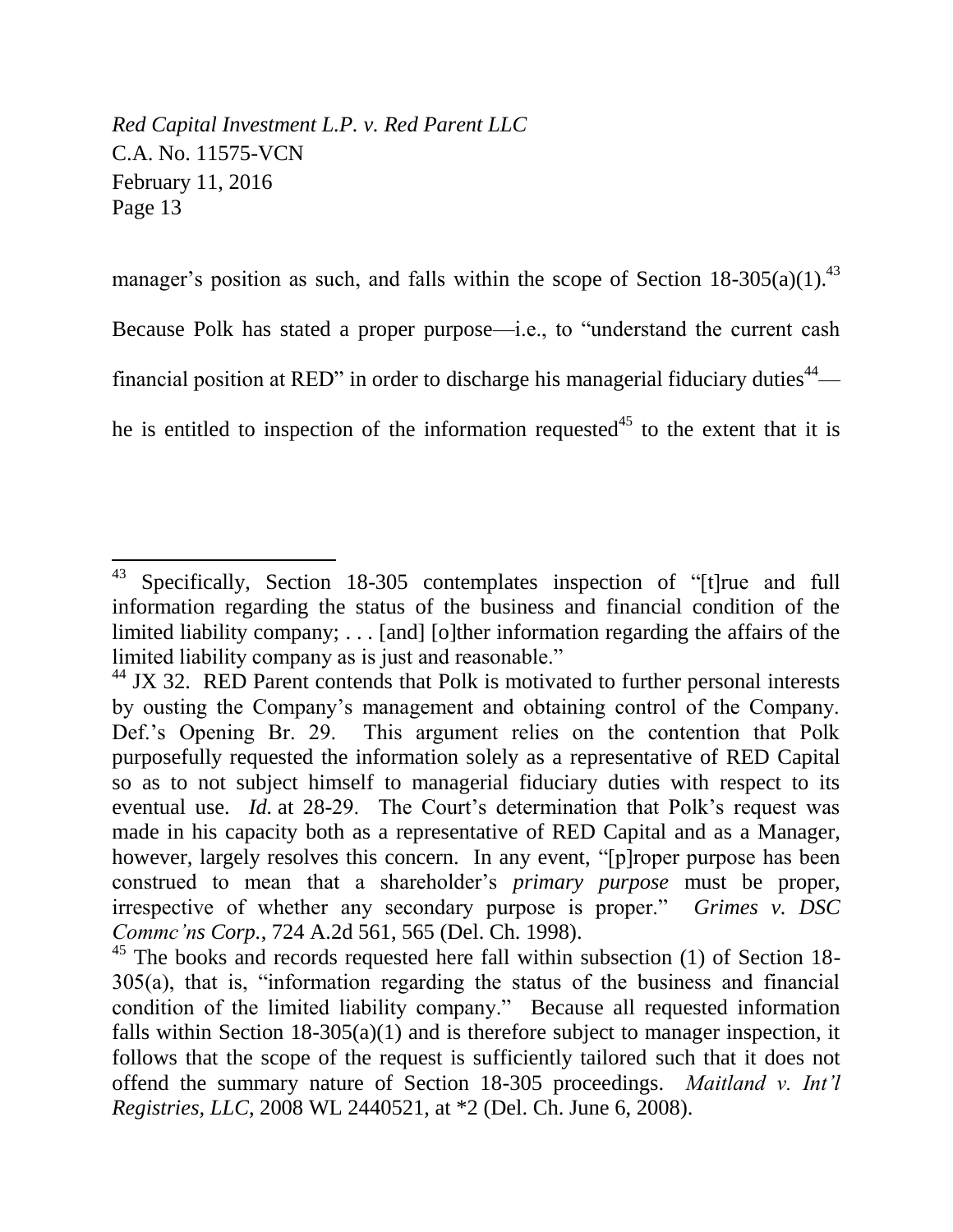manager's position as such, and falls within the scope of Section 18-305(a)(1).[43] Because Polk has stated a proper purpose—i.e., to "understand the current cash financial position at RED" in order to discharge his managerial fiduciary duties[44]—he is entitled to inspection of the information requested[45] to the extent that it is

---

[43] Specifically, Section 18-305 contemplates inspection of "[t]rue and full information regarding the status of the business and financial condition of the limited liability company; . . . [and] [o]ther information regarding the affairs of the limited liability company as is just and reasonable."

[44] JX 32. RED Parent contends that Polk is motivated to further personal interests by ousting the Company's management and obtaining control of the Company. Def.'s Opening Br. 29. This argument relies on the contention that Polk purposefully requested the information solely as a representative of RED Capital so as to not subject himself to managerial fiduciary duties with respect to its eventual use. *Id.* at 28-29. The Court's determination that Polk's request was made in his capacity both as a representative of RED Capital and as a Manager, however, largely resolves this concern. In any event, "[p]roper purpose has been construed to mean that a shareholder's *primary purpose* must be proper, irrespective of whether any secondary purpose is proper." *Grimes v. DSC Commc'ns Corp.*, 724 A.2d 561, 565 (Del. Ch. 1998).

[45] The books and records requested here fall within subsection (1) of Section 18-305(a), that is, "information regarding the status of the business and financial condition of the limited liability company." Because all requested information falls within Section 18-305(a)(1) and is therefore subject to manager inspection, it follows that the scope of the request is sufficiently tailored such that it does not offend the summary nature of Section 18-305 proceedings. *Maitland v. Int'l Registries, LLC*, 2008 WL 2440521, at *2 (Del. Ch. June 6, 2008).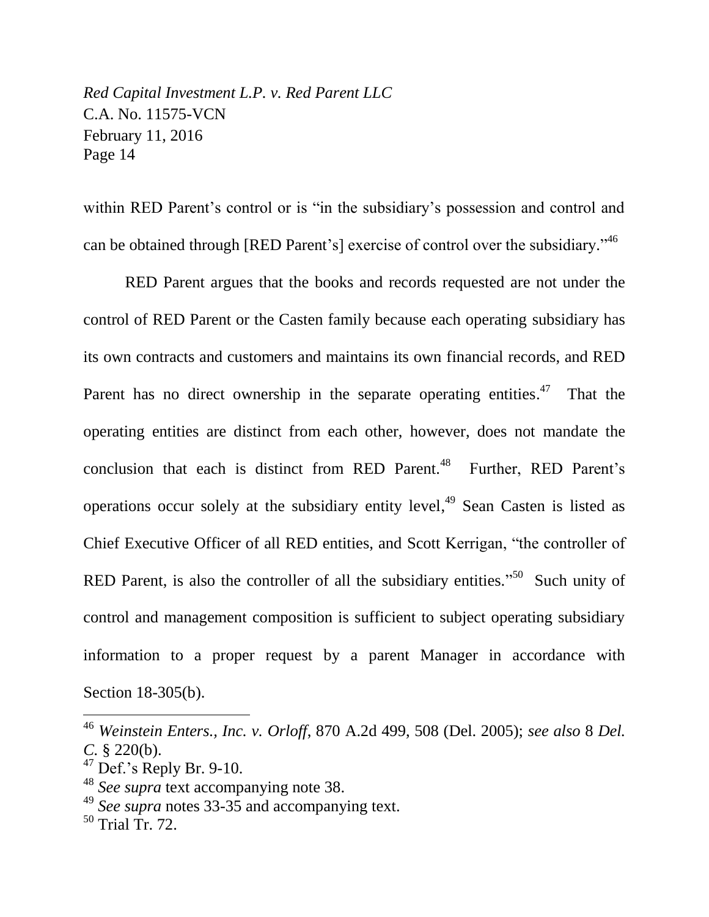within RED Parent's control or is "in the subsidiary's possession and control and can be obtained through [RED Parent's] exercise of control over the subsidiary."[46]

RED Parent argues that the books and records requested are not under the control of RED Parent or the Casten family because each operating subsidiary has its own contracts and customers and maintains its own financial records, and RED Parent has no direct ownership in the separate operating entities.[47] That the operating entities are distinct from each other, however, does not mandate the conclusion that each is distinct from RED Parent.[48] Further, RED Parent's operations occur solely at the subsidiary entity level,[49] Sean Casten is listed as Chief Executive Officer of all RED entities, and Scott Kerrigan, "the controller of RED Parent, is also the controller of all the subsidiary entities."[50] Such unity of control and management composition is sufficient to subject operating subsidiary information to a proper request by a parent Manager in accordance with Section 18-305(b).

---

[46] *Weinstein Enters., Inc. v. Orloff*, 870 A.2d 499, 508 (Del. 2005); *see also* 8 *Del. C.* § 220(b).

[47] Def.'s Reply Br. 9-10.

[48] *See supra* text accompanying note 38.

[49] *See supra* notes 33-35 and accompanying text.

[50] Trial Tr. 72.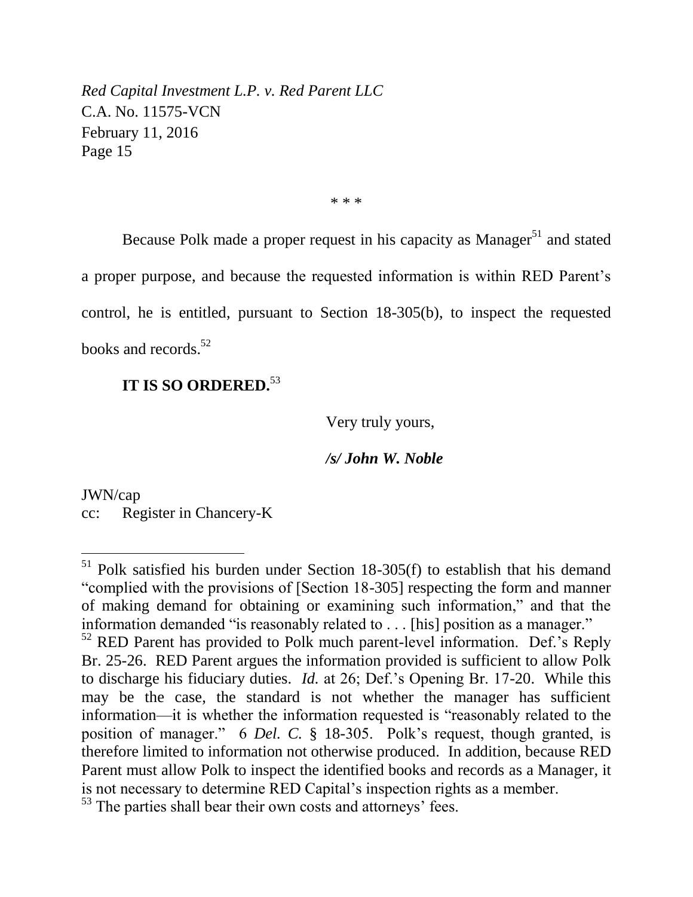\* \* \*

Because Polk made a proper request in his capacity as Manager[51] and stated a proper purpose, and because the requested information is within RED Parent's control, he is entitled, pursuant to Section 18-305(b), to inspect the requested books and records.[52]

**IT IS SO ORDERED.**[53]

Very truly yours,

***/s/ John W. Noble***

JWN/cap
cc: Register in Chancery-K

---

[51] Polk satisfied his burden under Section 18-305(f) to establish that his demand "complied with the provisions of [Section 18-305] respecting the form and manner of making demand for obtaining or examining such information," and that the information demanded "is reasonably related to . . . [his] position as a manager."

[52] RED Parent has provided to Polk much parent-level information. Def.'s Reply Br. 25-26. RED Parent argues the information provided is sufficient to allow Polk to discharge his fiduciary duties. *Id.* at 26; Def.'s Opening Br. 17-20. While this may be the case, the standard is not whether the manager has sufficient information—it is whether the information requested is "reasonably related to the position of manager." 6 *Del. C.* § 18-305. Polk's request, though granted, is therefore limited to information not otherwise produced. In addition, because RED Parent must allow Polk to inspect the identified books and records as a Manager, it is not necessary to determine RED Capital's inspection rights as a member.

[53] The parties shall bear their own costs and attorneys' fees.